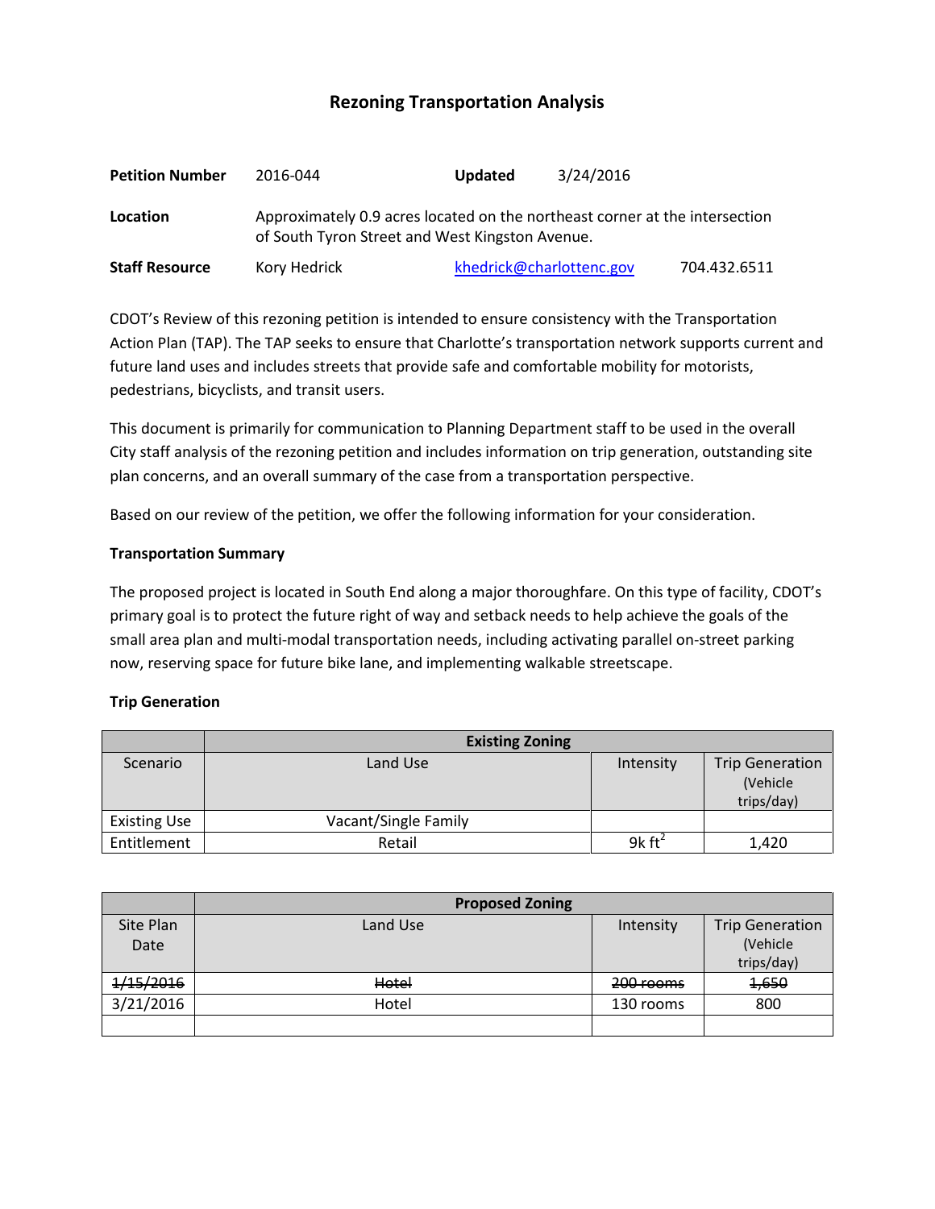# Rezoning Transportation Analysis

| | | | |
|---|---|---|---|
| **Petition Number** | 2016-044 | **Updated** | 3/24/2016 |
| **Location** | Approximately 0.9 acres located on the northeast corner at the intersection of South Tyron Street and West Kingston Avenue. | | |
| **Staff Resource** | Kory Hedrick | [khedrick@charlottenc.gov](mailto:khedrick@charlottenc.gov) | 704.432.6511 |

CDOT's Review of this rezoning petition is intended to ensure consistency with the Transportation Action Plan (TAP). The TAP seeks to ensure that Charlotte's transportation network supports current and future land uses and includes streets that provide safe and comfortable mobility for motorists, pedestrians, bicyclists, and transit users.

This document is primarily for communication to Planning Department staff to be used in the overall City staff analysis of the rezoning petition and includes information on trip generation, outstanding site plan concerns, and an overall summary of the case from a transportation perspective.

Based on our review of the petition, we offer the following information for your consideration.

**Transportation Summary**

The proposed project is located in South End along a major thoroughfare. On this type of facility, CDOT's primary goal is to protect the future right of way and setback needs to help achieve the goals of the small area plan and multi-modal transportation needs, including activating parallel on-street parking now, reserving space for future bike lane, and implementing walkable streetscape.

**Trip Generation**

| | **Existing Zoning** | | |
|---|---|---|---|
| Scenario | Land Use | Intensity | Trip Generation (Vehicle trips/day) |
| Existing Use | Vacant/Single Family | | |
| Entitlement | Retail | 9k $ft^2$ | 1,420 |

| | **Proposed Zoning** | | |
|---|---|---|---|
| Site Plan Date | Land Use | Intensity | Trip Generation (Vehicle trips/day) |
| ~~1/15/2016~~ | ~~Hotel~~ | ~~200 rooms~~ | ~~1,650~~ |
| 3/21/2016 | Hotel | 130 rooms | 800 |
| | | | |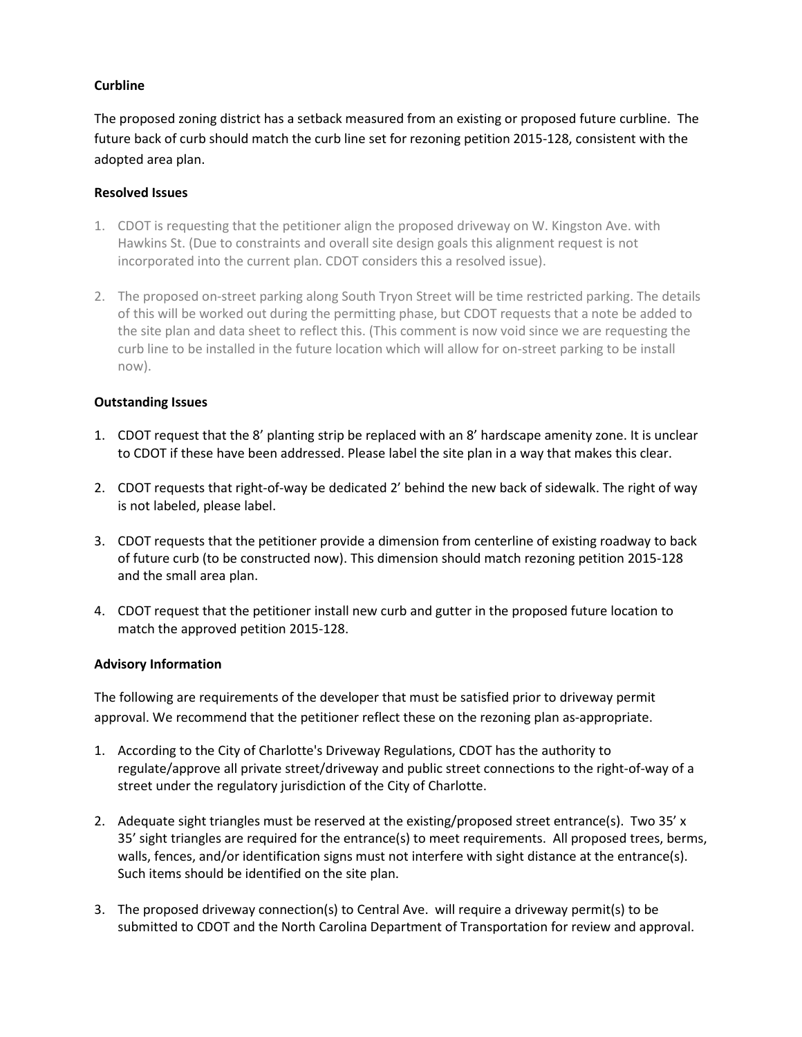**Curbline**

The proposed zoning district has a setback measured from an existing or proposed future curbline. The future back of curb should match the curb line set for rezoning petition 2015-128, consistent with the adopted area plan.

**Resolved Issues**

1. CDOT is requesting that the petitioner align the proposed driveway on W. Kingston Ave. with Hawkins St. (Due to constraints and overall site design goals this alignment request is not incorporated into the current plan. CDOT considers this a resolved issue).

2. The proposed on-street parking along South Tryon Street will be time restricted parking. The details of this will be worked out during the permitting phase, but CDOT requests that a note be added to the site plan and data sheet to reflect this. (This comment is now void since we are requesting the curb line to be installed in the future location which will allow for on-street parking to be install now).

**Outstanding Issues**

1. CDOT request that the 8' planting strip be replaced with an 8' hardscape amenity zone. It is unclear to CDOT if these have been addressed. Please label the site plan in a way that makes this clear.

2. CDOT requests that right-of-way be dedicated 2' behind the new back of sidewalk. The right of way is not labeled, please label.

3. CDOT requests that the petitioner provide a dimension from centerline of existing roadway to back of future curb (to be constructed now). This dimension should match rezoning petition 2015-128 and the small area plan.

4. CDOT request that the petitioner install new curb and gutter in the proposed future location to match the approved petition 2015-128.

**Advisory Information**

The following are requirements of the developer that must be satisfied prior to driveway permit approval. We recommend that the petitioner reflect these on the rezoning plan as-appropriate.

1. According to the City of Charlotte's Driveway Regulations, CDOT has the authority to regulate/approve all private street/driveway and public street connections to the right-of-way of a street under the regulatory jurisdiction of the City of Charlotte.

2. Adequate sight triangles must be reserved at the existing/proposed street entrance(s). Two 35' x 35' sight triangles are required for the entrance(s) to meet requirements. All proposed trees, berms, walls, fences, and/or identification signs must not interfere with sight distance at the entrance(s). Such items should be identified on the site plan.

3. The proposed driveway connection(s) to Central Ave. will require a driveway permit(s) to be submitted to CDOT and the North Carolina Department of Transportation for review and approval.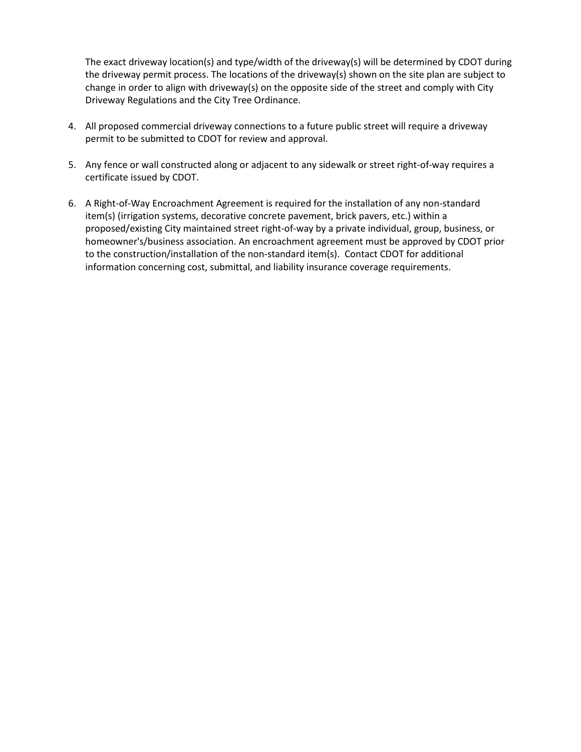The exact driveway location(s) and type/width of the driveway(s) will be determined by CDOT during the driveway permit process. The locations of the driveway(s) shown on the site plan are subject to change in order to align with driveway(s) on the opposite side of the street and comply with City Driveway Regulations and the City Tree Ordinance.

4. All proposed commercial driveway connections to a future public street will require a driveway permit to be submitted to CDOT for review and approval.

5. Any fence or wall constructed along or adjacent to any sidewalk or street right-of-way requires a certificate issued by CDOT.

6. A Right-of-Way Encroachment Agreement is required for the installation of any non-standard item(s) (irrigation systems, decorative concrete pavement, brick pavers, etc.) within a proposed/existing City maintained street right-of-way by a private individual, group, business, or homeowner's/business association. An encroachment agreement must be approved by CDOT prior to the construction/installation of the non-standard item(s). Contact CDOT for additional information concerning cost, submittal, and liability insurance coverage requirements.